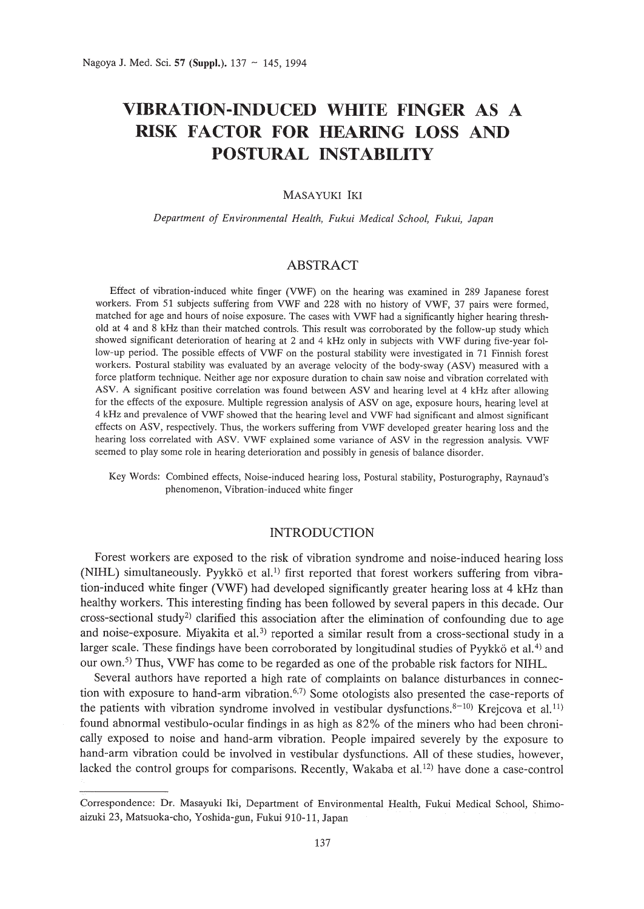# VIBRATION-INDUCED WHITE FINGER AS A RISK FACTOR FOR HEARING LOSS AND POSTURAL INSTABILITY

MASAYUKI IKI

*Department of Environmental Health, Fukui Medical School, Fukui, Japan*

## ABSTRACT

Effect of vibration-induced white finger (VWF) on the hearing was examined in 289 Japanese forest workers. From 51 subjects suffering from VWF and 228 with no history of VWF, 37 pairs were formed, matched for age and hours of noise exposure. The cases with VWF had a significantly higher hearing threshold at 4 and 8 kHz than their matched controls. This result was corroborated by the follow-up study which showed significant deterioration of hearing at 2 and 4 kHz only in subjects with VWF during five-year follow-up period. The possible effects of VWF on the postural stability were investigated in 71 Finnish forest workers. Postural stability was evaluated by an average velocity of the body-sway (ASV) measured with a force platform technique. Neither age nor exposure duration to chain saw noise and vibration correlated with ASV. A significant positive correlation was found between ASV and hearing level at 4 kHz after allowing for the effects of the exposure. Multiple regression analysis of ASV on age, exposure hours, hearing level at 4 kHz and prevalence of VWF showed that the hearing level and VWF had significant and almost significant effects on ASV, respectively. Thus, the workers suffering from VWF developed greater hearing loss and the hearing loss correlated with ASV. VWF explained some variance of ASV in the regression analysis. VWF seemed to play some role in hearing deterioration and possibly in genesis of balance disorder.

Key Words: Combined effects, Noise-induced hearing loss, Postural stability, Posturography, Raynaud's phenomenon, Vibration-induced white finger

## INTRODUCTION

Forest workers are exposed to the risk of vibration syndrome and noise-induced hearing loss (NIHL) simultaneously. Pyykkö et al.[1] first reported that forest workers suffering from vibration-induced white finger (VWF) had developed significantly greater hearing loss at 4 kHz than healthy workers. This interesting finding has been followed by several papers in this decade. Our cross-sectional study[2] clarified this association after the elimination of confounding due to age and noise-exposure. Miyakita et al.[3] reported a similar result from a cross-sectional study in a larger scale. These findings have been corroborated by longitudinal studies of Pyykkö et al.[4] and our own.[5] Thus, VWF has come to be regarded as one of the probable risk factors for NIHL.

Several authors have reported a high rate of complaints on balance disturbances in connection with exposure to hand-arm vibration.[6,7] Some otologists also presented the case-reports of the patients with vibration syndrome involved in vestibular dysfunctions.[8–10] Krejcova et al.[11] found abnormal vestibulo-ocular findings in as high as 82% of the miners who had been chronically exposed to noise and hand-arm vibration. People impaired severely by the exposure to hand-arm vibration could be involved in vestibular dysfunctions. All of these studies, however, lacked the control groups for comparisons. Recently, Wakaba et al.[12] have done a case-control

---

Correspondence: Dr. Masayuki Iki, Department of Environmental Health, Fukui Medical School, Shimoaizuki 23, Matsuoka-cho, Yoshida-gun, Fukui 910-11, Japan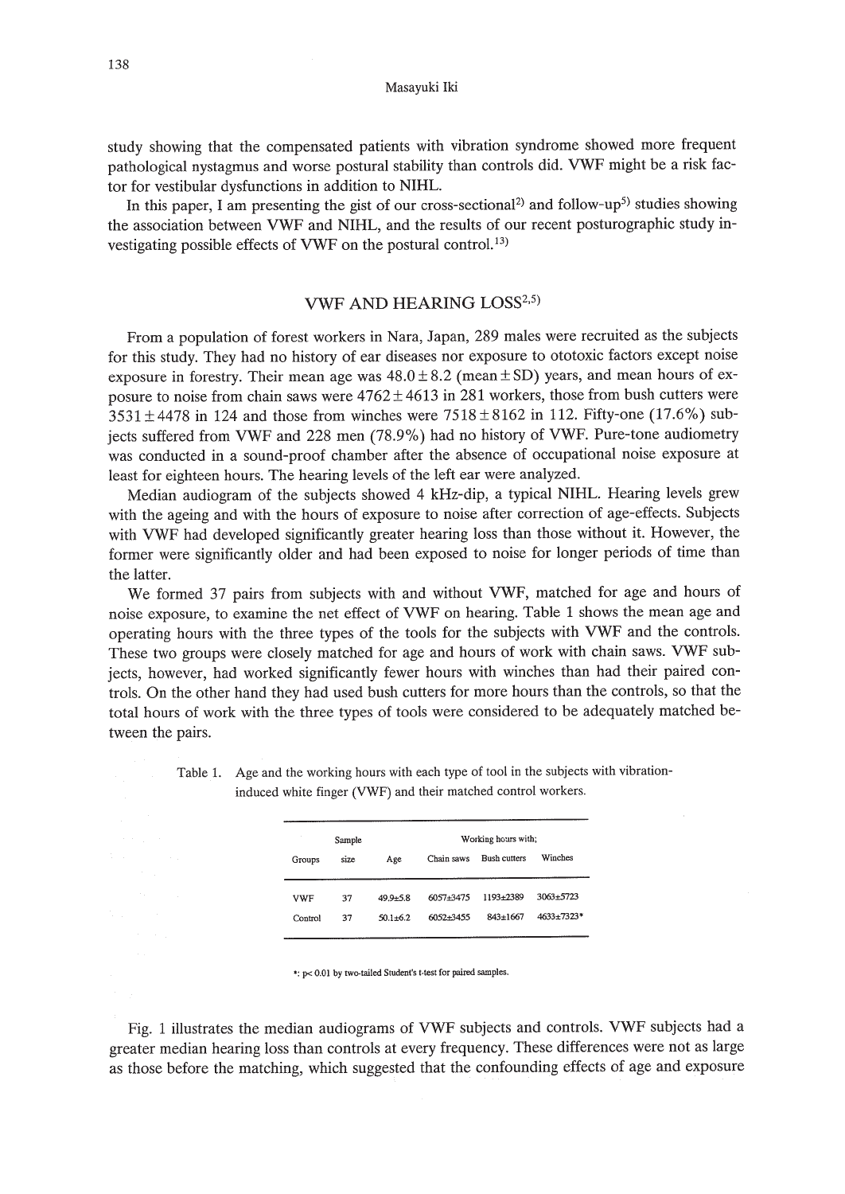study showing that the compensated patients with vibration syndrome showed more frequent pathological nystagmus and worse postural stability than controls did. VWF might be a risk factor for vestibular dysfunctions in addition to NIHL.

In this paper, I am presenting the gist of our cross-sectional[2] and follow-up[5] studies showing the association between VWF and NIHL, and the results of our recent posturographic study investigating possible effects of VWF on the postural control.[13]

## VWF AND HEARING LOSS[2,5]

From a population of forest workers in Nara, Japan, 289 males were recruited as the subjects for this study. They had no history of ear diseases nor exposure to ototoxic factors except noise exposure in forestry. Their mean age was $48.0 \pm 8.2$ (mean $\pm$ SD) years, and mean hours of exposure to noise from chain saws were $4762 \pm 4613$ in 281 workers, those from bush cutters were $3531 \pm 4478$ in 124 and those from winches were $7518 \pm 8162$ in 112. Fifty-one (17.6%) subjects suffered from VWF and 228 men (78.9%) had no history of VWF. Pure-tone audiometry was conducted in a sound-proof chamber after the absence of occupational noise exposure at least for eighteen hours. The hearing levels of the left ear were analyzed.

Median audiogram of the subjects showed 4 kHz-dip, a typical NIHL. Hearing levels grew with the ageing and with the hours of exposure to noise after correction of age-effects. Subjects with VWF had developed significantly greater hearing loss than those without it. However, the former were significantly older and had been exposed to noise for longer periods of time than the latter.

We formed 37 pairs from subjects with and without VWF, matched for age and hours of noise exposure, to examine the net effect of VWF on hearing. Table 1 shows the mean age and operating hours with the three types of the tools for the subjects with VWF and the controls. These two groups were closely matched for age and hours of work with chain saws. VWF subjects, however, had worked significantly fewer hours with winches than had their paired controls. On the other hand they had used bush cutters for more hours than the controls, so that the total hours of work with the three types of tools were considered to be adequately matched between the pairs.

Table 1. Age and the working hours with each type of tool in the subjects with vibration-induced white finger (VWF) and their matched control workers.

| Groups | Sample size | Age | Working hours with; Chain saws | Bush cutters | Winches |
|---|---|---|---|---|---|
| VWF | 37 | 49.9±5.8 | 6057±3475 | 1193±2389 | 3063±5723 |
| Control | 37 | 50.1±6.2 | 6052±3455 | 843±1667 | 4633±7323* |

*: $p < 0.01$ by two-tailed Student's t-test for paired samples.

Fig. 1 illustrates the median audiograms of VWF subjects and controls. VWF subjects had a greater median hearing loss than controls at every frequency. These differences were not as large as those before the matching, which suggested that the confounding effects of age and exposure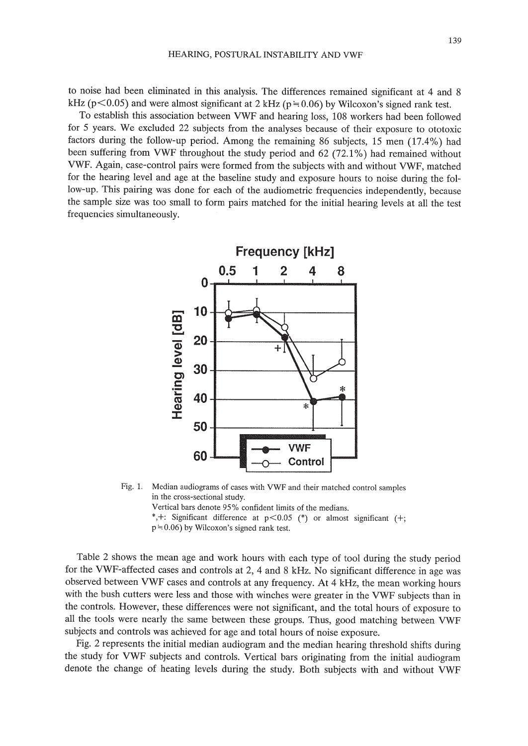to noise had been eliminated in this analysis. The differences remained significant at 4 and 8 kHz ($p<0.05$) and were almost significant at 2 kHz ($p \fallingdotseq 0.06$) by Wilcoxon's signed rank test.

To establish this association between VWF and hearing loss, 108 workers had been followed for 5 years. We excluded 22 subjects from the analyses because of their exposure to ototoxic factors during the follow-up period. Among the remaining 86 subjects, 15 men (17.4%) had been suffering from VWF throughout the study period and 62 (72.1%) had remained without VWF. Again, case-control pairs were formed from the subjects with and without VWF, matched for the hearing level and age at the baseline study and exposure hours to noise during the follow-up. This pairing was done for each of the audiometric frequencies independently, because the sample size was too small to form pairs matched for the initial hearing levels at all the test frequencies simultaneously.

Fig. 1. Median audiograms of cases with VWF and their matched control samples in the cross-sectional study.
Vertical bars denote 95% confident limits of the medians.
*,+: Significant difference at $p<0.05$ (*) or almost significant (+; $p \fallingdotseq 0.06$) by Wilcoxon's signed rank test.

Table 2 shows the mean age and work hours with each type of tool during the study period for the VWF-affected cases and controls at 2, 4 and 8 kHz. No significant difference in age was observed between VWF cases and controls at any frequency. At 4 kHz, the mean working hours with the bush cutters were less and those with winches were greater in the VWF subjects than in the controls. However, these differences were not significant, and the total hours of exposure to all the tools were nearly the same between these groups. Thus, good matching between VWF subjects and controls was achieved for age and total hours of noise exposure.

Fig. 2 represents the initial median audiogram and the median hearing threshold shifts during the study for VWF subjects and controls. Vertical bars originating from the initial audiogram denote the change of heating levels during the study. Both subjects with and without VWF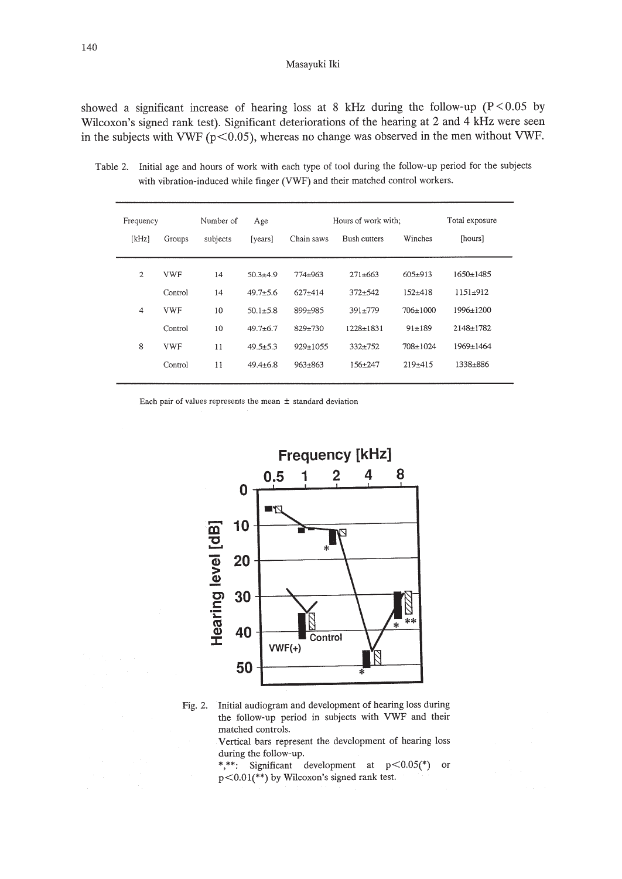showed a significant increase of hearing loss at 8 kHz during the follow-up ($P<0.05$ by Wilcoxon's signed rank test). Significant deteriorations of the hearing at 2 and 4 kHz were seen in the subjects with VWF ($p<0.05$), whereas no change was observed in the men without VWF.

Table 2. Initial age and hours of work with each type of tool during the follow-up period for the subjects with vibration-induced while finger (VWF) and their matched control workers.

| Frequency [kHz] | Groups | Number of subjects | Age [years] | Hours of work with; Chain saws | Bush cutters | Winches | Total exposure [hours] |
|---|---|---|---|---|---|---|---|
| 2 | VWF | 14 | 50.3±4.9 | 774±963 | 271±663 | 605±913 | 1650±1485 |
| | Control | 14 | 49.7±5.6 | 627±414 | 372±542 | 152±418 | 1151±912 |
| 4 | VWF | 10 | 50.1±5.8 | 899±985 | 391±779 | 706±1000 | 1996±1200 |
| | Control | 10 | 49.7±6.7 | 829±730 | 1228±1831 | 91±189 | 2148±1782 |
| 8 | VWF | 11 | 49.5±5.3 | 929±1055 | 332±752 | 708±1024 | 1969±1464 |
| | Control | 11 | 49.4±6.8 | 963±863 | 156±247 | 219±415 | 1338±886 |

Each pair of values represents the mean ± standard deviation

Fig. 2. Initial audiogram and development of hearing loss during the follow-up period in subjects with VWF and their matched controls.
Vertical bars represent the development of hearing loss during the follow-up.
*,**: Significant development at $p<0.05$(*) or $p<0.01$(**) by Wilcoxon's signed rank test.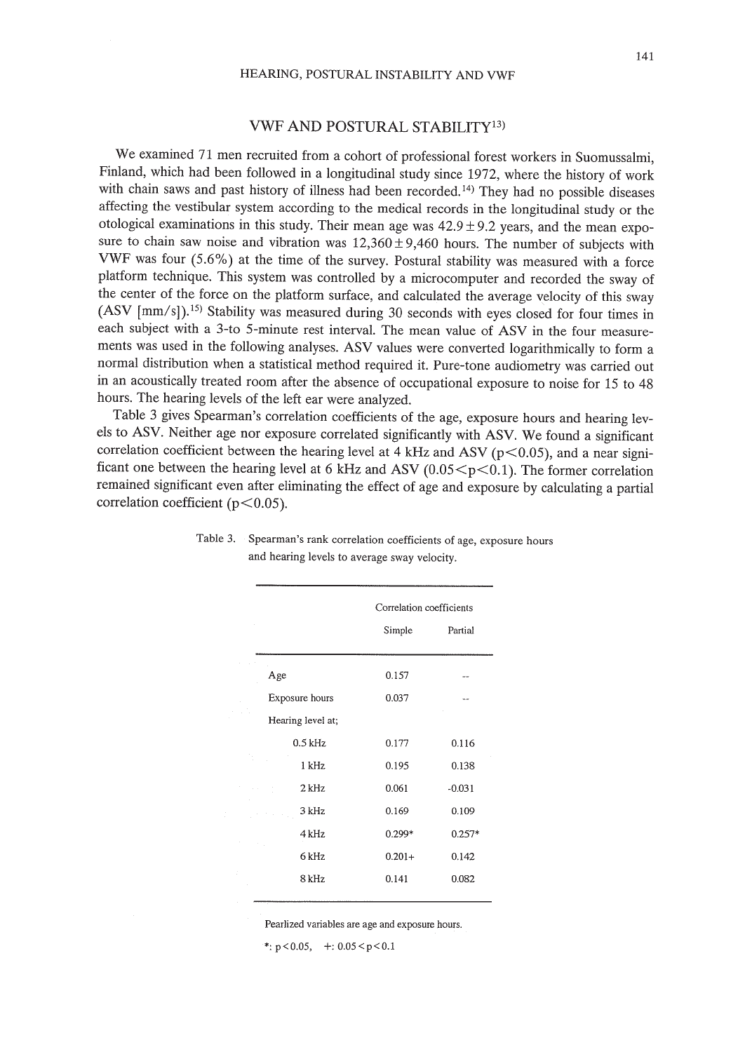## VWF AND POSTURAL STABILITY[13]

We examined 71 men recruited from a cohort of professional forest workers in Suomussalmi, Finland, which had been followed in a longitudinal study since 1972, where the history of work with chain saws and past history of illness had been recorded.[14] They had no possible diseases affecting the vestibular system according to the medical records in the longitudinal study or the otological examinations in this study. Their mean age was 42.9 ± 9.2 years, and the mean exposure to chain saw noise and vibration was 12,360 ± 9,460 hours. The number of subjects with VWF was four (5.6%) at the time of the survey. Postural stability was measured with a force platform technique. This system was controlled by a microcomputer and recorded the sway of the center of the force on the platform surface, and calculated the average velocity of this sway (ASV [mm/s]).[15] Stability was measured during 30 seconds with eyes closed for four times in each subject with a 3-to 5-minute rest interval. The mean value of ASV in the four measurements was used in the following analyses. ASV values were converted logarithmically to form a normal distribution when a statistical method required it. Pure-tone audiometry was carried out in an acoustically treated room after the absence of occupational exposure to noise for 15 to 48 hours. The hearing levels of the left ear were analyzed.

Table 3 gives Spearman's correlation coefficients of the age, exposure hours and hearing levels to ASV. Neither age nor exposure correlated significantly with ASV. We found a significant correlation coefficient between the hearing level at 4 kHz and ASV ($p < 0.05$), and a near significant one between the hearing level at 6 kHz and ASV ($0.05 < p < 0.1$). The former correlation remained significant even after eliminating the effect of age and exposure by calculating a partial correlation coefficient ($p < 0.05$).

Table 3. Spearman's rank correlation coefficients of age, exposure hours and hearing levels to average sway velocity.

| | Correlation coefficients | |
|---|---|---|
| | Simple | Partial |
| Age | 0.157 | -- |
| Exposure hours | 0.037 | -- |
| Hearing level at; | | |
| 0.5 kHz | 0.177 | 0.116 |
| 1 kHz | 0.195 | 0.138 |
| 2 kHz | 0.061 | -0.031 |
| 3 kHz | 0.169 | 0.109 |
| 4 kHz | 0.299* | 0.257* |
| 6 kHz | 0.201+ | 0.142 |
| 8 kHz | 0.141 | 0.082 |

Pearlized variables are age and exposure hours.

*: $p < 0.05$, +: $0.05 < p < 0.1$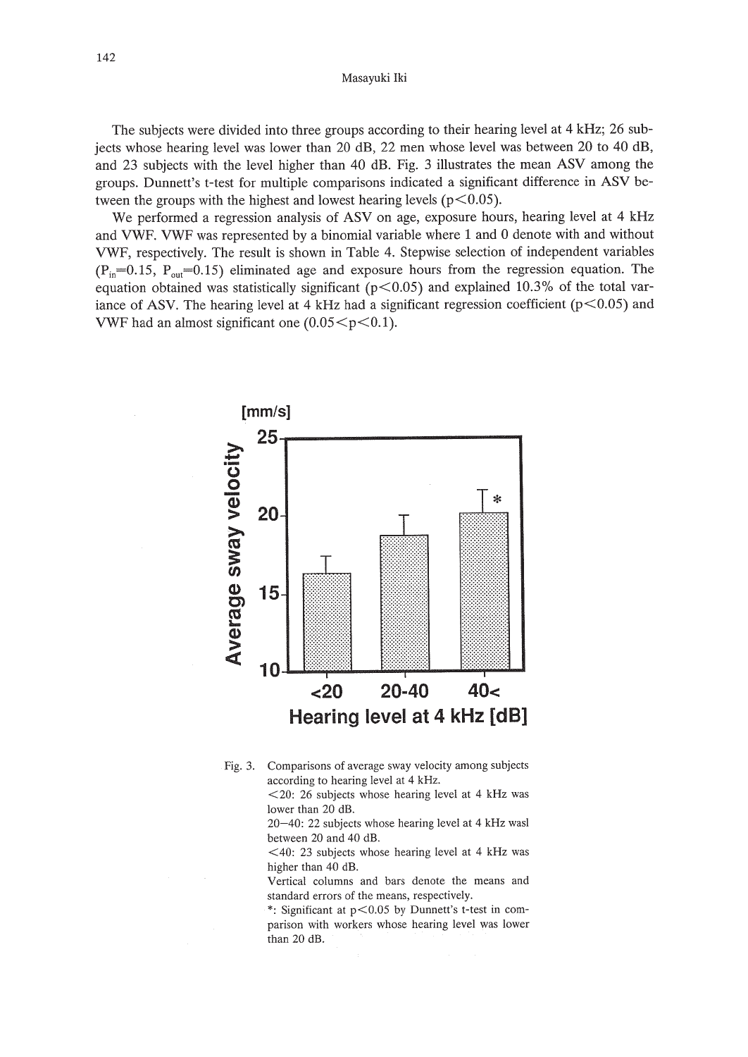The subjects were divided into three groups according to their hearing level at 4 kHz; 26 subjects whose hearing level was lower than 20 dB, 22 men whose level was between 20 to 40 dB, and 23 subjects with the level higher than 40 dB. Fig. 3 illustrates the mean ASV among the groups. Dunnett's t-test for multiple comparisons indicated a significant difference in ASV between the groups with the highest and lowest hearing levels ($p<0.05$).

We performed a regression analysis of ASV on age, exposure hours, hearing level at 4 kHz and VWF. VWF was represented by a binomial variable where 1 and 0 denote with and without VWF, respectively. The result is shown in Table 4. Stepwise selection of independent variables ($P_{in}=0.15$, $P_{out}=0.15$) eliminated age and exposure hours from the regression equation. The equation obtained was statistically significant ($p<0.05$) and explained 10.3% of the total variance of ASV. The hearing level at 4 kHz had a significant regression coefficient ($p<0.05$) and VWF had an almost significant one ($0.05<p<0.1$).

Fig. 3. Comparisons of average sway velocity among subjects according to hearing level at 4 kHz.
<20: 26 subjects whose hearing level at 4 kHz was lower than 20 dB.
20–40: 22 subjects whose hearing level at 4 kHz wasl between 20 and 40 dB.
<40: 23 subjects whose hearing level at 4 kHz was higher than 40 dB.
Vertical columns and bars denote the means and standard errors of the means, respectively.
*: Significant at $p<0.05$ by Dunnett's t-test in comparison with workers whose hearing level was lower than 20 dB.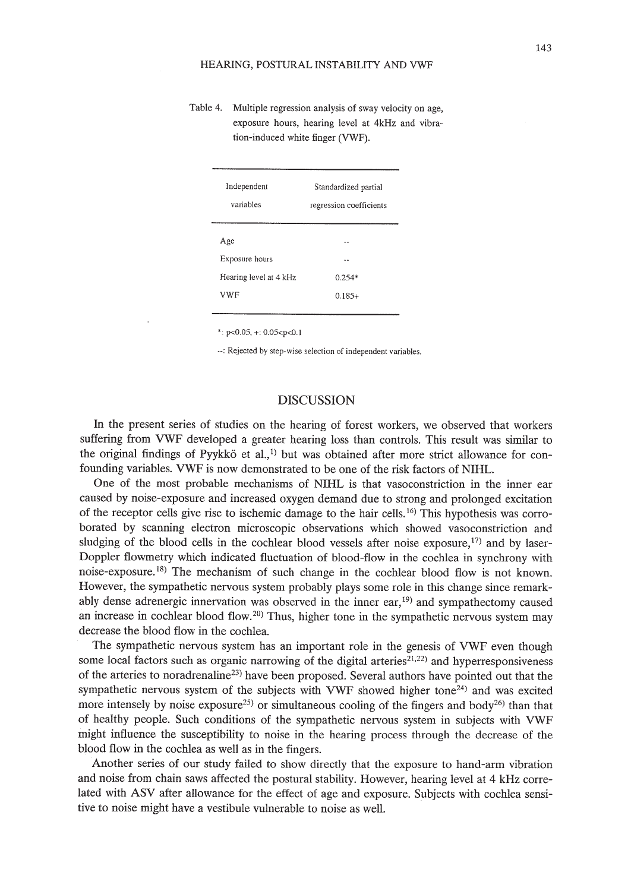Table 4. Multiple regression analysis of sway velocity on age, exposure hours, hearing level at 4kHz and vibration-induced white finger (VWF).

| Independent variables | Standardized partial regression coefficients |
| --- | --- |
| Age | -- |
| Exposure hours | -- |
| Hearing level at 4 kHz | 0.254* |
| VWF | 0.185+ |

*: $p<0.05$, +: $0.05<p<0.1$

--: Rejected by step-wise selection of independent variables.

## DISCUSSION

In the present series of studies on the hearing of forest workers, we observed that workers suffering from VWF developed a greater hearing loss than controls. This result was similar to the original findings of Pyykkö et al.,[1] but was obtained after more strict allowance for confounding variables. VWF is now demonstrated to be one of the risk factors of NIHL.

One of the most probable mechanisms of NIHL is that vasoconstriction in the inner ear caused by noise-exposure and increased oxygen demand due to strong and prolonged excitation of the receptor cells give rise to ischemic damage to the hair cells.[16] This hypothesis was corroborated by scanning electron microscopic observations which showed vasoconstriction and sludging of the blood cells in the cochlear blood vessels after noise exposure,[17] and by laser-Doppler flowmetry which indicated fluctuation of blood-flow in the cochlea in synchrony with noise-exposure.[18] The mechanism of such change in the cochlear blood flow is not known. However, the sympathetic nervous system probably plays some role in this change since remarkably dense adrenergic innervation was observed in the inner ear,[19] and sympathectomy caused an increase in cochlear blood flow.[20] Thus, higher tone in the sympathetic nervous system may decrease the blood flow in the cochlea.

The sympathetic nervous system has an important role in the genesis of VWF even though some local factors such as organic narrowing of the digital arteries[21,22] and hyperresponsiveness of the arteries to noradrenaline[23] have been proposed. Several authors have pointed out that the sympathetic nervous system of the subjects with VWF showed higher tone[24] and was excited more intensely by noise exposure[25] or simultaneous cooling of the fingers and body[26] than that of healthy people. Such conditions of the sympathetic nervous system in subjects with VWF might influence the susceptibility to noise in the hearing process through the decrease of the blood flow in the cochlea as well as in the fingers.

Another series of our study failed to show directly that the exposure to hand-arm vibration and noise from chain saws affected the postural stability. However, hearing level at 4 kHz correlated with ASV after allowance for the effect of age and exposure. Subjects with cochlea sensitive to noise might have a vestibule vulnerable to noise as well.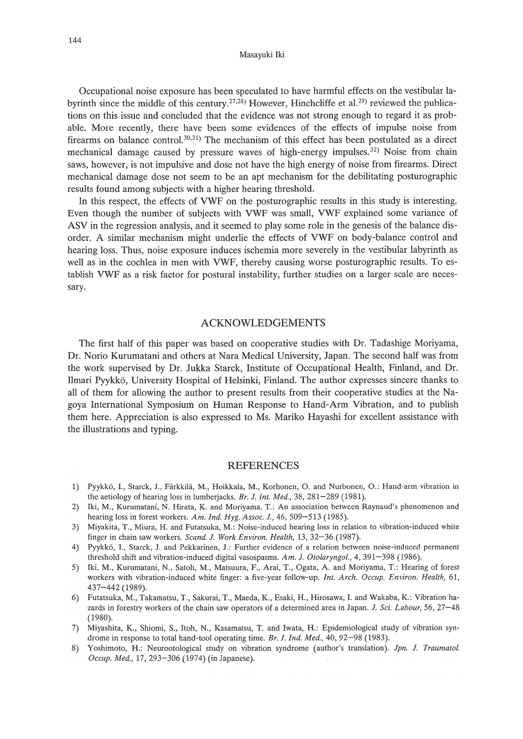Occupational noise exposure has been speculated to have harmful effects on the vestibular labyrinth since the middle of this century.[27,28] However, Hinchcliffe et al.[29] reviewed the publications on this issue and concluded that the evidence was not strong enough to regard it as probable. More recently, there have been some evidences of the effects of impulse noise from firearms on balance control.[30,31] The mechanism of this effect has been postulated as a direct mechanical damage caused by pressure waves of high-energy impulses.[32] Noise from chain saws, however, is not impulsive and dose not have the high energy of noise from firearms. Direct mechanical damage dose not seem to be an apt mechanism for the debilitating posturographic results found among subjects with a higher hearing threshold.

In this respect, the effects of VWF on the posturographic results in this study is interesting. Even though the number of subjects with VWF was small, VWF explained some variance of ASV in the regression analysis, and it seemed to play some role in the genesis of the balance disorder. A similar mechanism might underlie the effects of VWF on body-balance control and hearing loss. Thus, noise exposure induces ischemia more severely in the vestibular labyrinth as well as in the cochlea in men with VWF, thereby causing worse posturographic results. To establish VWF as a risk factor for postural instability, further studies on a larger scale are necessary.

## ACKNOWLEDGEMENTS

The first half of this paper was based on cooperative studies with Dr. Tadashige Moriyama, Dr. Norio Kurumatani and others at Nara Medical University, Japan. The second half was from the work supervised by Dr. Jukka Starck, Institute of Occupational Health, Finland, and Dr. Ilmari Pyykkö, University Hospital of Helsinki, Finland. The author expresses sincere thanks to all of them for allowing the author to present results from their cooperative studies at the Nagoya International Symposium on Human Response to Hand-Arm Vibration, and to publish them here. Appreciation is also expressed to Ms. Mariko Hayashi for excellent assistance with the illustrations and typing.

## REFERENCES

1) Pyykkö, I., Starck, J., Färkkilä, M., Hoikkala, M., Korhonen, O. and Nurbonen, O.: Hand-arm vibration in the aetiology of hearing loss in lumberjacks. *Br. J. Int. Med.,* 38, 281–289 (1981).
2) Iki, M., Kurumatani, N. Hirata, K. and Moriyama, T.: An association between Raynaud's phenomenon and hearing loss in forest workers. *Am. Ind. Hyg. Assoc. J.,* 46, 509–513 (1985).
3) Miyakita, T., Miura, H. and Futatsuka, M.: Noise-induced hearing loss in relation to vibration-induced white finger in chain saw workers. *Scand. J. Work Environ. Health,* 13, 32–36 (1987).
4) Pyykkö, I., Starck, J. and Pekkarinen, J.: Further evidence of a relation between noise-induced permanent threshold shift and vibration-induced digital vasospasms. *Am. J. Otolaryngol.,* 4, 391–398 (1986).
5) Iki, M., Kurumatani, N., Satoh, M., Matsuura, F., Arai, T., Ogata, A. and Moriyama, T.: Hearing of forest workers with vibration-induced white finger: a five-year follow-up. *Int. Arch. Occup. Environ. Health,* 61, 437–442 (1989).
6) Futatsuka, M., Takamatsu, T., Sakurai, T., Maeda, K., Esaki, H., Hirosawa, I. and Wakaba, K.: Vibration hazards in forestry workers of the chain saw operators of a determined area in Japan. *J. Sci. Labour,* 56, 27–48 (1980).
7) Miyashita, K., Shiomi, S., Itoh, N., Kasamatsu, T. and Iwata, H.: Epidemiological study of vibration syndrome in response to total hand-tool operating time. *Br. J. Ind. Med.,* 40, 92–98 (1983).
8) Yoshimoto, H.: Neurootological study on vibration syndrome (author's translation). *Jpn. J. Traumatol. Occup. Med.,* 17, 293–306 (1974) (in Japanese).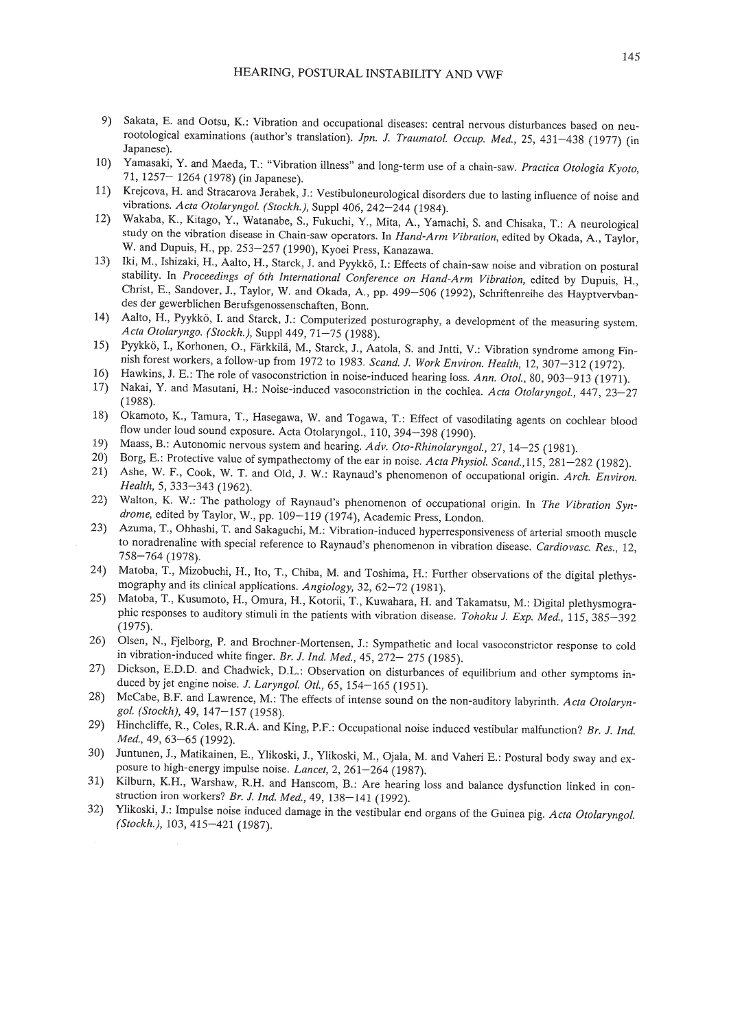9) Sakata, E. and Ootsu, K.: Vibration and occupational diseases: central nervous disturbances based on neurootological examinations (author's translation). *Jpn. J. Traumatol. Occup. Med.*, 25, 431–438 (1977) (in Japanese).
10) Yamasaki, Y. and Maeda, T.: "Vibration illness" and long-term use of a chain-saw. *Practica Otologia Kyoto*, 71, 1257– 1264 (1978) (in Japanese).
11) Krejcova, H. and Stracarova Jerabek, J.: Vestibuloneurological disorders due to lasting influence of noise and vibrations. *Acta Otolaryngol. (Stockh.)*, Suppl 406, 242–244 (1984).
12) Wakaba, K., Kitago, Y., Watanabe, S., Fukuchi, Y., Mita, A., Yamachi, S. and Chisaka, T.: A neurological study on the vibration disease in Chain-saw operators. In *Hand-Arm Vibration*, edited by Okada, A., Taylor, W. and Dupuis, H., pp. 253–257 (1990), Kyoei Press, Kanazawa.
13) Iki, M., Ishizaki, H., Aalto, H., Starck, J. and Pyykkö, I.: Effects of chain-saw noise and vibration on postural stability. In *Proceedings of 6th International Conference on Hand-Arm Vibration*, edited by Dupuis, H., Christ, E., Sandover, J., Taylor, W. and Okada, A., pp. 499–506 (1992), Schriftenreihe des Hayptvervbandes der gewerblichen Berufsgenossenschaften, Bonn.
14) Aalto, H., Pyykkö, I. and Starck, J.: Computerized posturography, a development of the measuring system. *Acta Otolaryngo. (Stockh.)*, Suppl 449, 71–75 (1988).
15) Pyykkö, I., Korhonen, O., Färkkilä, M., Starck, J., Aatola, S. and Jntti, V.: Vibration syndrome among Finnish forest workers, a follow-up from 1972 to 1983. *Scand. J. Work Environ. Health*, 12, 307–312 (1972).
16) Hawkins, J. E.: The role of vasoconstriction in noise-induced hearing loss. *Ann. Otol.*, 80, 903–913 (1971).
17) Nakai, Y. and Masutani, H.: Noise-induced vasoconstriction in the cochlea. *Acta Otolaryngol.*, 447, 23–27 (1988).
18) Okamoto, K., Tamura, T., Hasegawa, W. and Togawa, T.: Effect of vasodilating agents on cochlear blood flow under loud sound exposure. Acta Otolaryngol., 110, 394–398 (1990).
19) Maass, B.: Autonomic nervous system and hearing. *Adv. Oto-Rhinolaryngol.*, 27, 14–25 (1981).
20) Borg, E.: Protective value of sympathectomy of the ear in noise. *Acta Physiol. Scand.*,115, 281–282 (1982).
21) Ashe, W. F., Cook, W. T. and Old, J. W.: Raynaud's phenomenon of occupational origin. *Arch. Environ. Health*, 5, 333–343 (1962).
22) Walton, K. W.: The pathology of Raynaud's phenomenon of occupational origin. In *The Vibration Syndrome*, edited by Taylor, W., pp. 109–119 (1974), Academic Press, London.
23) Azuma, T., Ohhashi, T. and Sakaguchi, M.: Vibration-induced hyperresponsiveness of arterial smooth muscle to noradrenaline with special reference to Raynaud's phenomenon in vibration disease. *Cardiovasc. Res.*, 12, 758–764 (1978).
24) Matoba, T., Mizobuchi, H., Ito, T., Chiba, M. and Toshima, H.: Further observations of the digital plethysmography and its clinical applications. *Angiology*, 32, 62–72 (1981).
25) Matoba, T., Kusumoto, H., Omura, H., Kotorii, T., Kuwahara, H. and Takamatsu, M.: Digital plethysmographic responses to auditory stimuli in the patients with vibration disease. *Tohoku J. Exp. Med.*, 115, 385–392 (1975).
26) Olsen, N., Fjelborg, P. and Brochner-Mortensen, J.: Sympathetic and local vasoconstrictor response to cold in vibration-induced white finger. *Br. J. Ind. Med.*, 45, 272– 275 (1985).
27) Dickson, E.D.D. and Chadwick, D.L.: Observation on disturbances of equilibrium and other symptoms induced by jet engine noise. *J. Laryngol. Otl.*, 65, 154–165 (1951).
28) McCabe, B.F. and Lawrence, M.: The effects of intense sound on the non-auditory labyrinth. *Acta Otolaryngol. (Stockh)*, 49, 147–157 (1958).
29) Hinchcliffe, R., Coles, R.R.A. and King, P.F.: Occupational noise induced vestibular malfunction? *Br. J. Ind. Med.*, 49, 63–65 (1992).
30) Juntunen, J., Matikainen, E., Ylikoski, J., Ylikoski, M., Ojala, M. and Vaheri E.: Postural body sway and exposure to high-energy impulse noise. *Lancet*, 2, 261–264 (1987).
31) Kilburn, K.H., Warshaw, R.H. and Hanscom, B.: Are hearing loss and balance dysfunction linked in construction iron workers? *Br. J. Ind. Med.*, 49, 138–141 (1992).
32) Ylikoski, J.: Impulse noise induced damage in the vestibular end organs of the Guinea pig. *Acta Otolaryngol. (Stockh.)*, 103, 415–421 (1987).